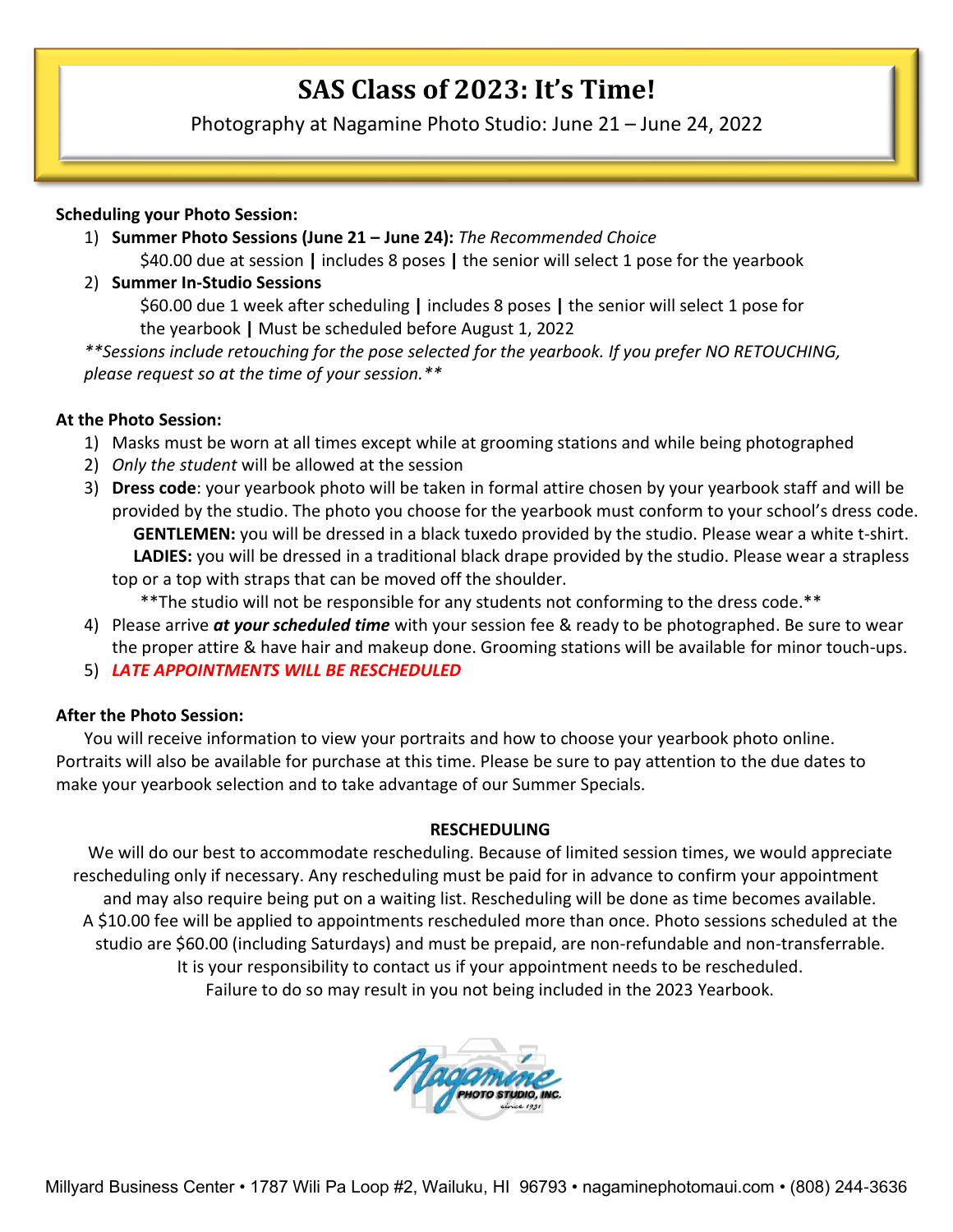# SAS Class of 2023: It's Time!

Photography at Nagamine Photo Studio: June 21 – June 24, 2022

**Scheduling your Photo Session:**

1) **Summer Photo Sessions (June 21 – June 24):** *The Recommended Choice*
   $40.00 due at session **|** includes 8 poses **|** the senior will select 1 pose for the yearbook
2) **Summer In-Studio Sessions**
   $60.00 due 1 week after scheduling **|** includes 8 poses **|** the senior will select 1 pose for the yearbook **|** Must be scheduled before August 1, 2022

*\*\*Sessions include retouching for the pose selected for the yearbook. If you prefer NO RETOUCHING, please request so at the time of your session.\*\**

**At the Photo Session:**

1) Masks must be worn at all times except while at grooming stations and while being photographed
2) *Only the student* will be allowed at the session
3) **Dress code**: your yearbook photo will be taken in formal attire chosen by your yearbook staff and will be provided by the studio. The photo you choose for the yearbook must conform to your school's dress code.
   **GENTLEMEN:** you will be dressed in a black tuxedo provided by the studio. Please wear a white t-shirt.
   **LADIES:** you will be dressed in a traditional black drape provided by the studio. Please wear a strapless top or a top with straps that can be moved off the shoulder.
   **The studio will not be responsible for any students not conforming to the dress code.**
4) Please arrive ***at your scheduled time*** with your session fee & ready to be photographed. Be sure to wear the proper attire & have hair and makeup done. Grooming stations will be available for minor touch-ups.
5) ***LATE APPOINTMENTS WILL BE RESCHEDULED***

**After the Photo Session:**

You will receive information to view your portraits and how to choose your yearbook photo online. Portraits will also be available for purchase at this time. Please be sure to pay attention to the due dates to make your yearbook selection and to take advantage of our Summer Specials.

**RESCHEDULING**

We will do our best to accommodate rescheduling. Because of limited session times, we would appreciate rescheduling only if necessary. Any rescheduling must be paid for in advance to confirm your appointment and may also require being put on a waiting list. Rescheduling will be done as time becomes available. A $10.00 fee will be applied to appointments rescheduled more than once. Photo sessions scheduled at the studio are $60.00 (including Saturdays) and must be prepaid, are non-refundable and non-transferrable. It is your responsibility to contact us if your appointment needs to be rescheduled. Failure to do so may result in you not being included in the 2023 Yearbook.

Nagamine PHOTO STUDIO, INC. since 1931

Millyard Business Center • 1787 Wili Pa Loop #2, Wailuku, HI 96793 • nagaminephotomaui.com • (808) 244-3636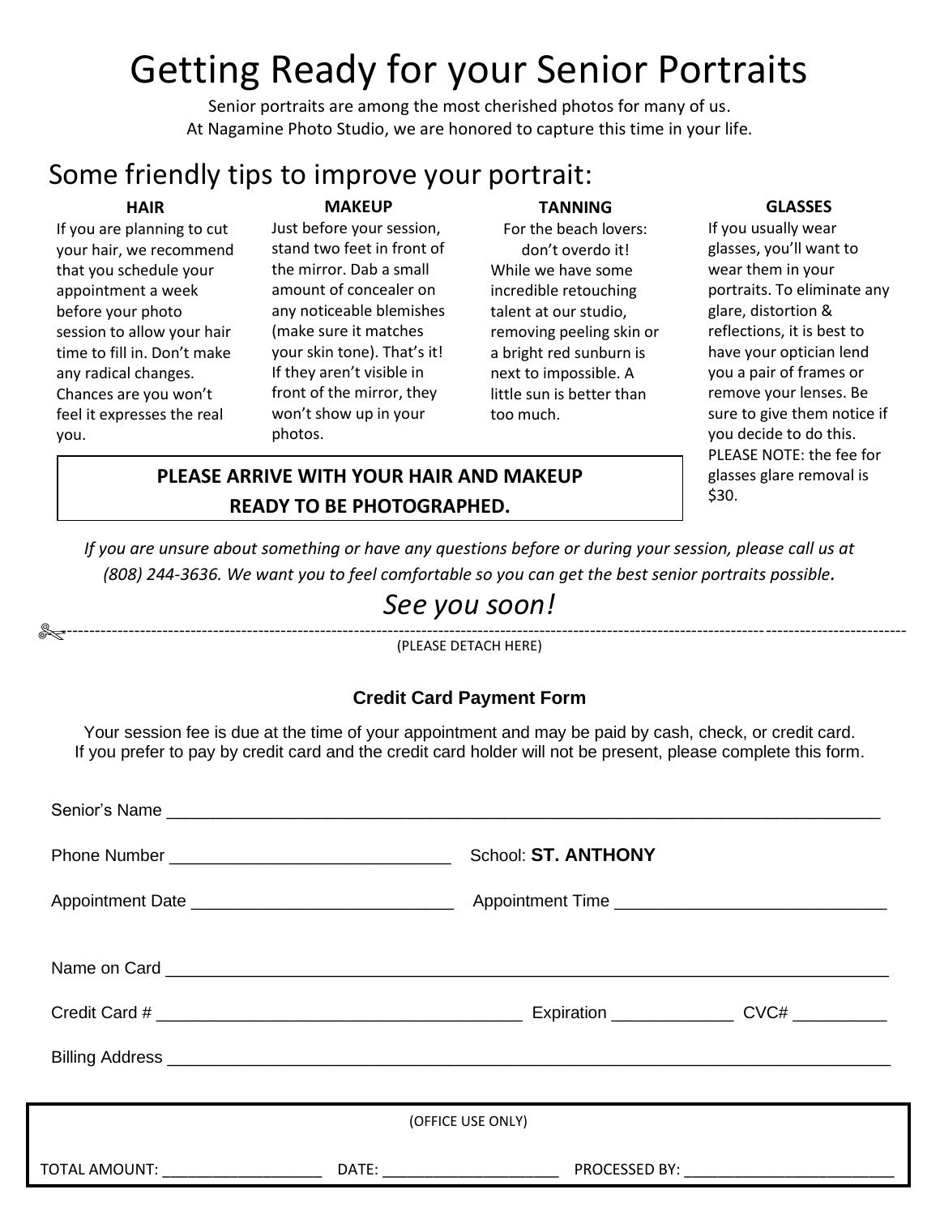# Getting Ready for your Senior Portraits

Senior portraits are among the most cherished photos for many of us.
At Nagamine Photo Studio, we are honored to capture this time in your life.

## Some friendly tips to improve your portrait:

### HAIR

If you are planning to cut your hair, we recommend that you schedule your appointment a week before your photo session to allow your hair time to fill in. Don't make any radical changes. Chances are you won't feel it expresses the real you.

### MAKEUP

Just before your session, stand two feet in front of the mirror. Dab a small amount of concealer on any noticeable blemishes (make sure it matches your skin tone). That's it! If they aren't visible in front of the mirror, they won't show up in your photos.

### TANNING

For the beach lovers: don't overdo it!
While we have some incredible retouching talent at our studio, removing peeling skin or a bright red sunburn is next to impossible. A little sun is better than too much.

### GLASSES

If you usually wear glasses, you'll want to wear them in your portraits. To eliminate any glare, distortion & reflections, it is best to have your optician lend you a pair of frames or remove your lenses. Be sure to give them notice if you decide to do this. PLEASE NOTE: the fee for glasses glare removal is $30.

**PLEASE ARRIVE WITH YOUR HAIR AND MAKEUP READY TO BE PHOTOGRAPHED.**

*If you are unsure about something or have any questions before or during your session, please call us at (808) 244-3636. We want you to feel comfortable so you can get the best senior portraits possible.*

*See you soon!*

✂------------------------------------------------------------------------------------------------

(PLEASE DETACH HERE)

**Credit Card Payment Form**

Your session fee is due at the time of your appointment and may be paid by cash, check, or credit card.
If you prefer to pay by credit card and the credit card holder will not be present, please complete this form.

Senior's Name ______________________________________________

Phone Number ____________________________ School: **ST. ANTHONY**

Appointment Date __________________________ Appointment Time __________________________

Name on Card ______________________________________________

Credit Card # ______________________________ Expiration ____________ CVC# __________

Billing Address ______________________________________________

(OFFICE USE ONLY)

TOTAL AMOUNT: __________________ DATE: ____________________ PROCESSED BY: ________________________